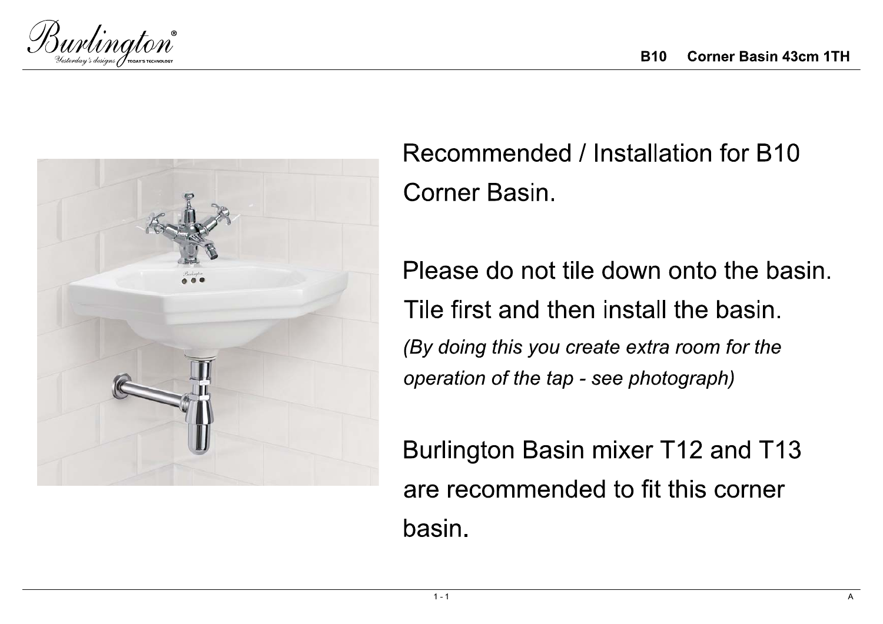# B10 Corner Basin 43cm 1TH

Recommended / Installation for B10 Corner Basin.

Please do not tile down onto the basin. Tile first and then install the basin.

*(By doing this you create extra room for the operation of the tap - see photograph)*

Burlington Basin mixer T12 and T13 are recommended to fit this corner basin.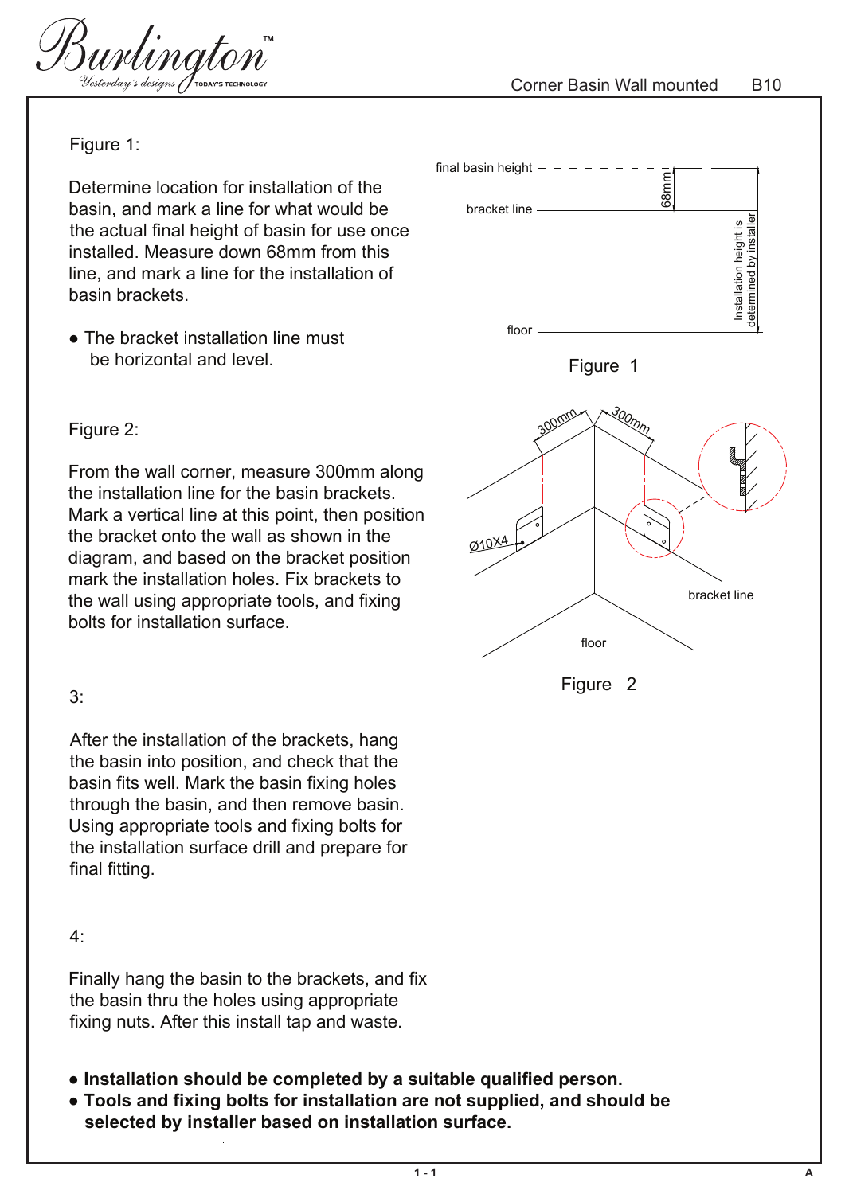Corner Basin Wall mounted B10

Figure 1:

Determine location for installation of the basin, and mark a line for what would be the actual final height of basin for use once installed. Measure down 68mm from this line, and mark a line for the installation of basin brackets.

- The bracket installation line must be horizontal and level.

final basin height
bracket line
68mm
Installation height is determined by installer
floor

Figure 1

Figure 2:

From the wall corner, measure 300mm along the installation line for the basin brackets. Mark a vertical line at this point, then position the bracket onto the wall as shown in the diagram, and based on the bracket position mark the installation holes. Fix brackets to the wall using appropriate tools, and fixing bolts for installation surface.

300mm
300mm
Ø10X4
bracket line
floor

Figure 2

3:

After the installation of the brackets, hang the basin into position, and check that the basin fits well. Mark the basin fixing holes through the basin, and then remove basin. Using appropriate tools and fixing bolts for the installation surface drill and prepare for final fitting.

4:

Finally hang the basin to the brackets, and fix the basin thru the holes using appropriate fixing nuts. After this install tap and waste.

- **Installation should be completed by a suitable qualified person.**
- **Tools and fixing bolts for installation are not supplied, and should be selected by installer based on installation surface.**